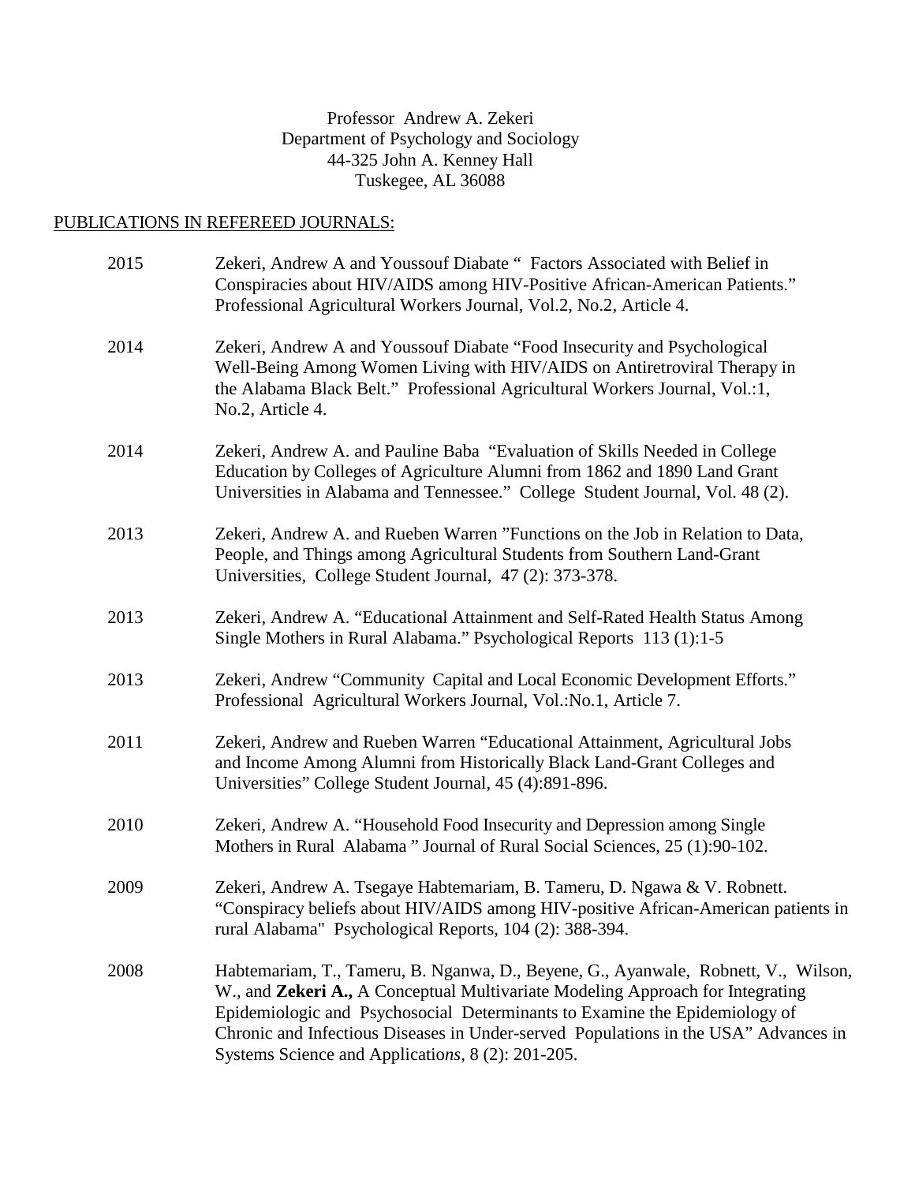Professor Andrew A. Zekeri
Department of Psychology and Sociology
44-325 John A. Kenney Hall
Tuskegee, AL 36088

PUBLICATIONS IN REFEREED JOURNALS:

2015 Zekeri, Andrew A and Youssouf Diabate " Factors Associated with Belief in Conspiracies about HIV/AIDS among HIV-Positive African-American Patients." Professional Agricultural Workers Journal, Vol.2, No.2, Article 4.

2014 Zekeri, Andrew A and Youssouf Diabate "Food Insecurity and Psychological Well-Being Among Women Living with HIV/AIDS on Antiretroviral Therapy in the Alabama Black Belt." Professional Agricultural Workers Journal, Vol.:1, No.2, Article 4.

2014 Zekeri, Andrew A. and Pauline Baba "Evaluation of Skills Needed in College Education by Colleges of Agriculture Alumni from 1862 and 1890 Land Grant Universities in Alabama and Tennessee." College Student Journal, Vol. 48 (2).

2013 Zekeri, Andrew A. and Rueben Warren "Functions on the Job in Relation to Data, People, and Things among Agricultural Students from Southern Land-Grant Universities, College Student Journal, 47 (2): 373-378.

2013 Zekeri, Andrew A. "Educational Attainment and Self-Rated Health Status Among Single Mothers in Rural Alabama." Psychological Reports 113 (1):1-5

2013 Zekeri, Andrew "Community Capital and Local Economic Development Efforts." Professional Agricultural Workers Journal, Vol.:No.1, Article 7.

2011 Zekeri, Andrew and Rueben Warren "Educational Attainment, Agricultural Jobs and Income Among Alumni from Historically Black Land-Grant Colleges and Universities" College Student Journal, 45 (4):891-896.

2010 Zekeri, Andrew A. "Household Food Insecurity and Depression among Single Mothers in Rural Alabama " Journal of Rural Social Sciences, 25 (1):90-102.

2009 Zekeri, Andrew A. Tsegaye Habtemariam, B. Tameru, D. Ngawa & V. Robnett. "Conspiracy beliefs about HIV/AIDS among HIV-positive African-American patients in rural Alabama" Psychological Reports, 104 (2): 388-394.

2008 Habtemariam, T., Tameru, B. Nganwa, D., Beyene, G., Ayanwale, Robnett, V., Wilson, W., and **Zekeri A.,** A Conceptual Multivariate Modeling Approach for Integrating Epidemiologic and Psychosocial Determinants to Examine the Epidemiology of Chronic and Infectious Diseases in Under-served Populations in the USA" Advances in Systems Science and Applicati*ons*, 8 (2): 201-205.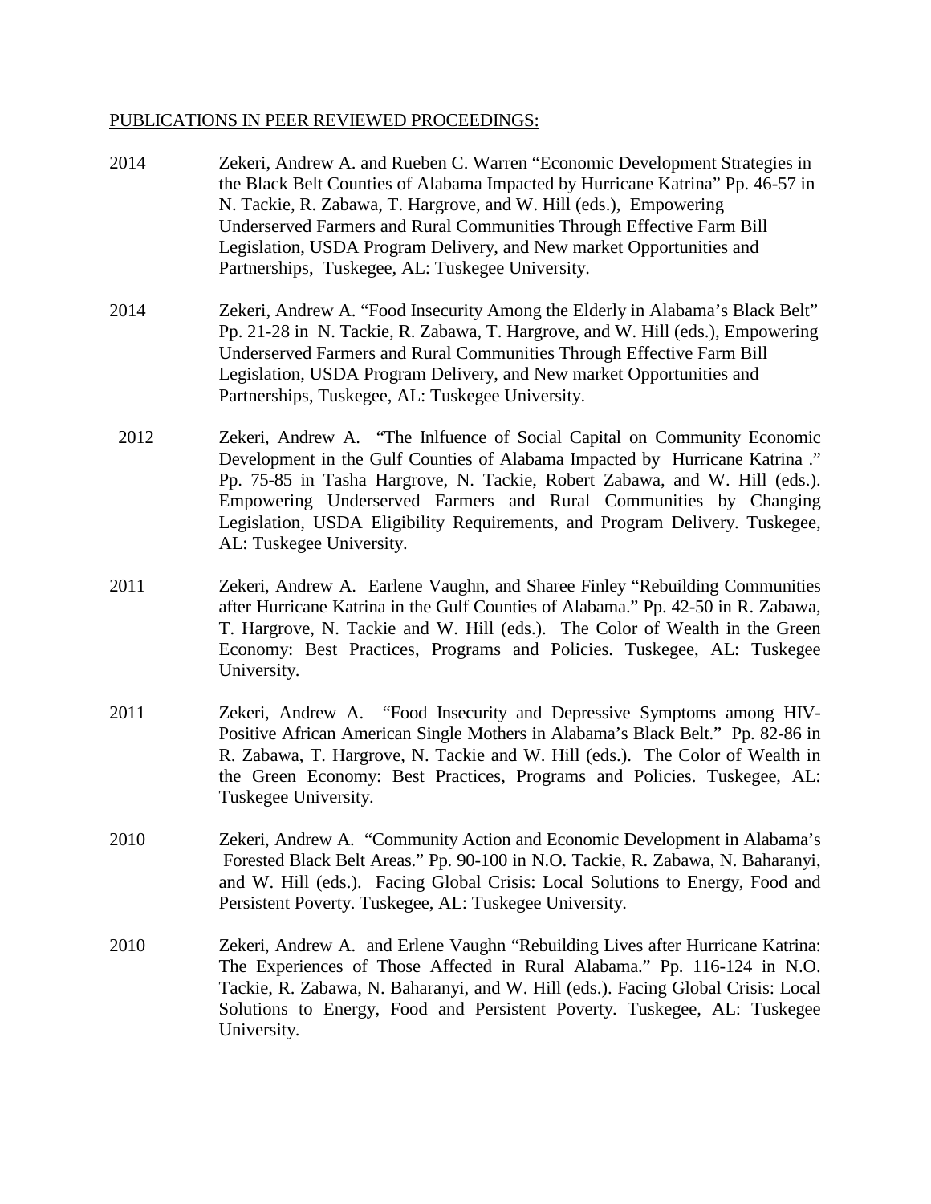PUBLICATIONS IN PEER REVIEWED PROCEEDINGS:

2014 Zekeri, Andrew A. and Rueben C. Warren "Economic Development Strategies in the Black Belt Counties of Alabama Impacted by Hurricane Katrina" Pp. 46-57 in N. Tackie, R. Zabawa, T. Hargrove, and W. Hill (eds.), Empowering Underserved Farmers and Rural Communities Through Effective Farm Bill Legislation, USDA Program Delivery, and New market Opportunities and Partnerships, Tuskegee, AL: Tuskegee University.

2014 Zekeri, Andrew A. "Food Insecurity Among the Elderly in Alabama's Black Belt" Pp. 21-28 in N. Tackie, R. Zabawa, T. Hargrove, and W. Hill (eds.), Empowering Underserved Farmers and Rural Communities Through Effective Farm Bill Legislation, USDA Program Delivery, and New market Opportunities and Partnerships, Tuskegee, AL: Tuskegee University.

2012 Zekeri, Andrew A. "The Inlfuence of Social Capital on Community Economic Development in the Gulf Counties of Alabama Impacted by Hurricane Katrina ." Pp. 75-85 in Tasha Hargrove, N. Tackie, Robert Zabawa, and W. Hill (eds.). Empowering Underserved Farmers and Rural Communities by Changing Legislation, USDA Eligibility Requirements, and Program Delivery. Tuskegee, AL: Tuskegee University.

2011 Zekeri, Andrew A. Earlene Vaughn, and Sharee Finley "Rebuilding Communities after Hurricane Katrina in the Gulf Counties of Alabama." Pp. 42-50 in R. Zabawa, T. Hargrove, N. Tackie and W. Hill (eds.). The Color of Wealth in the Green Economy: Best Practices, Programs and Policies. Tuskegee, AL: Tuskegee University.

2011 Zekeri, Andrew A. "Food Insecurity and Depressive Symptoms among HIV-Positive African American Single Mothers in Alabama's Black Belt." Pp. 82-86 in R. Zabawa, T. Hargrove, N. Tackie and W. Hill (eds.). The Color of Wealth in the Green Economy: Best Practices, Programs and Policies. Tuskegee, AL: Tuskegee University.

2010 Zekeri, Andrew A. "Community Action and Economic Development in Alabama's Forested Black Belt Areas." Pp. 90-100 in N.O. Tackie, R. Zabawa, N. Baharanyi, and W. Hill (eds.). Facing Global Crisis: Local Solutions to Energy, Food and Persistent Poverty. Tuskegee, AL: Tuskegee University.

2010 Zekeri, Andrew A. and Erlene Vaughn "Rebuilding Lives after Hurricane Katrina: The Experiences of Those Affected in Rural Alabama." Pp. 116-124 in N.O. Tackie, R. Zabawa, N. Baharanyi, and W. Hill (eds.). Facing Global Crisis: Local Solutions to Energy, Food and Persistent Poverty. Tuskegee, AL: Tuskegee University.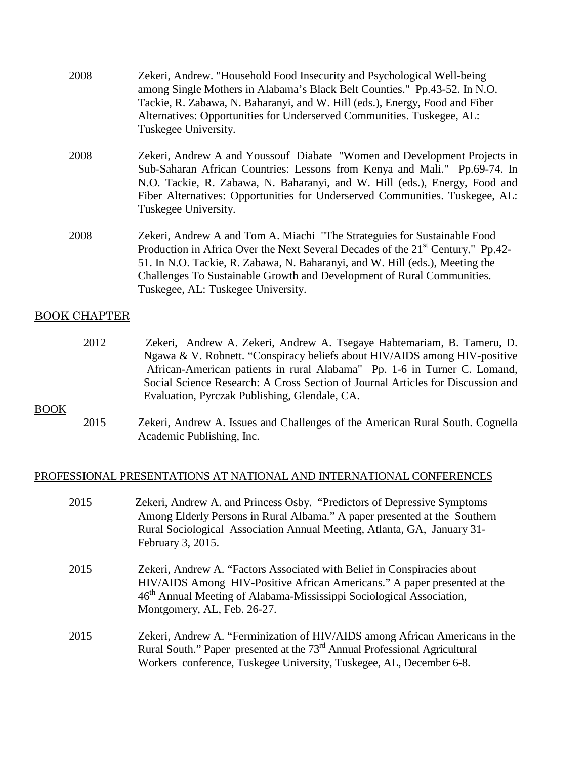2008 Zekeri, Andrew. "Household Food Insecurity and Psychological Well-being among Single Mothers in Alabama's Black Belt Counties." Pp.43-52. In N.O. Tackie, R. Zabawa, N. Baharanyi, and W. Hill (eds.), Energy, Food and Fiber Alternatives: Opportunities for Underserved Communities. Tuskegee, AL: Tuskegee University.

2008 Zekeri, Andrew A and Youssouf Diabate "Women and Development Projects in Sub-Saharan African Countries: Lessons from Kenya and Mali." Pp.69-74. In N.O. Tackie, R. Zabawa, N. Baharanyi, and W. Hill (eds.), Energy, Food and Fiber Alternatives: Opportunities for Underserved Communities. Tuskegee, AL: Tuskegee University.

2008 Zekeri, Andrew A and Tom A. Miachi "The Strateguies for Sustainable Food Production in Africa Over the Next Several Decades of the 21st Century." Pp.42-51. In N.O. Tackie, R. Zabawa, N. Baharanyi, and W. Hill (eds.), Meeting the Challenges To Sustainable Growth and Development of Rural Communities. Tuskegee, AL: Tuskegee University.

## BOOK CHAPTER

2012 Zekeri, Andrew A. Zekeri, Andrew A. Tsegaye Habtemariam, B. Tameru, D. Ngawa & V. Robnett. "Conspiracy beliefs about HIV/AIDS among HIV-positive African-American patients in rural Alabama" Pp. 1-6 in Turner C. Lomand, Social Science Research: A Cross Section of Journal Articles for Discussion and Evaluation, Pyrczak Publishing, Glendale, CA.

## BOOK

2015 Zekeri, Andrew A. Issues and Challenges of the American Rural South. Cognella Academic Publishing, Inc.

## PROFESSIONAL PRESENTATIONS AT NATIONAL AND INTERNATIONAL CONFERENCES

2015 Zekeri, Andrew A. and Princess Osby. "Predictors of Depressive Symptoms Among Elderly Persons in Rural Albama." A paper presented at the Southern Rural Sociological Association Annual Meeting, Atlanta, GA, January 31-February 3, 2015.

2015 Zekeri, Andrew A. "Factors Associated with Belief in Conspiracies about HIV/AIDS Among HIV-Positive African Americans." A paper presented at the 46th Annual Meeting of Alabama-Mississippi Sociological Association, Montgomery, AL, Feb. 26-27.

2015 Zekeri, Andrew A. "Ferminization of HIV/AIDS among African Americans in the Rural South." Paper presented at the 73rd Annual Professional Agricultural Workers conference, Tuskegee University, Tuskegee, AL, December 6-8.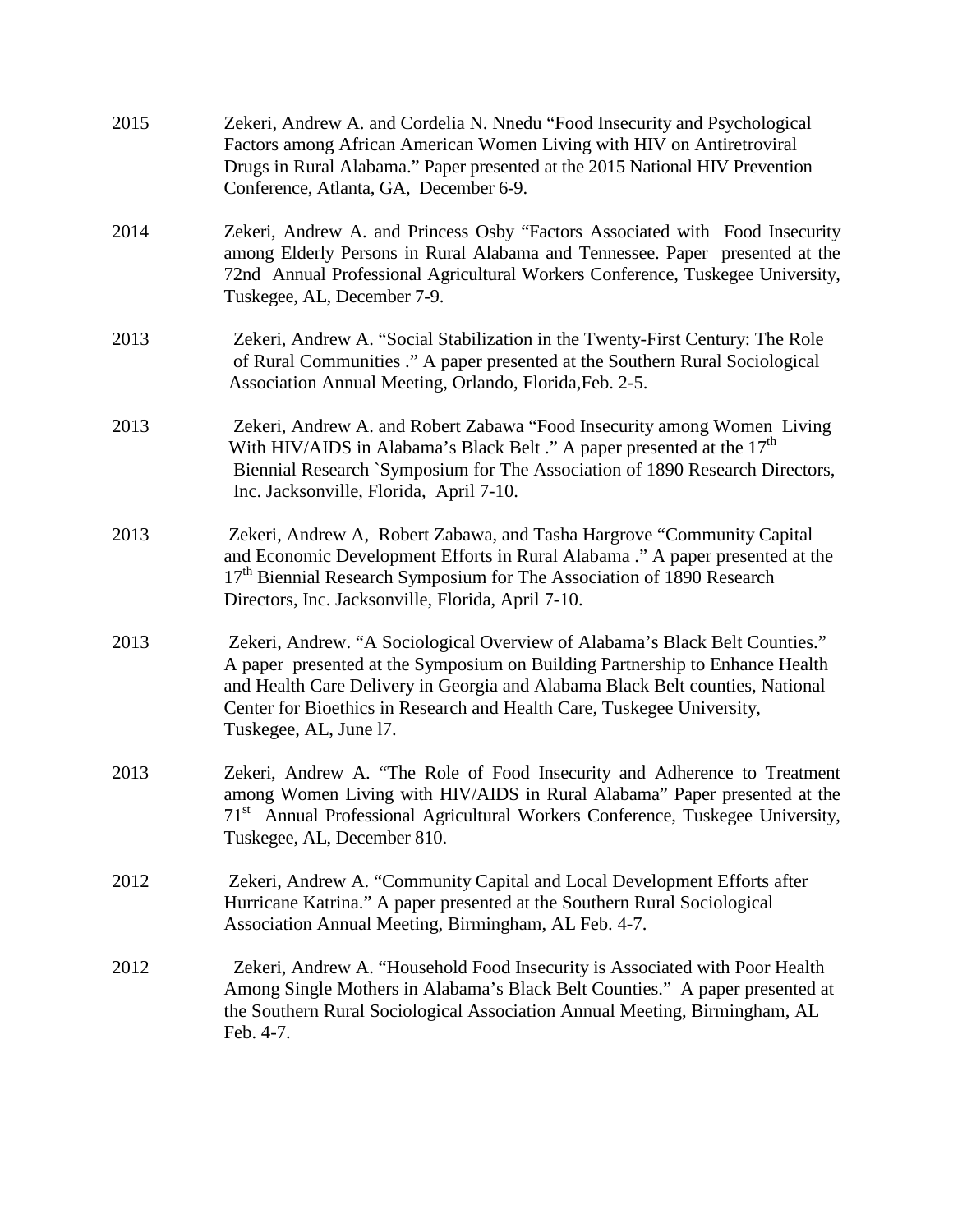2015 Zekeri, Andrew A. and Cordelia N. Nnedu "Food Insecurity and Psychological Factors among African American Women Living with HIV on Antiretroviral Drugs in Rural Alabama." Paper presented at the 2015 National HIV Prevention Conference, Atlanta, GA, December 6-9.

2014 Zekeri, Andrew A. and Princess Osby "Factors Associated with Food Insecurity among Elderly Persons in Rural Alabama and Tennessee. Paper presented at the 72nd Annual Professional Agricultural Workers Conference, Tuskegee University, Tuskegee, AL, December 7-9.

2013 Zekeri, Andrew A. "Social Stabilization in the Twenty-First Century: The Role of Rural Communities ." A paper presented at the Southern Rural Sociological Association Annual Meeting, Orlando, Florida,Feb. 2-5.

2013 Zekeri, Andrew A. and Robert Zabawa "Food Insecurity among Women Living With HIV/AIDS in Alabama's Black Belt ." A paper presented at the 17th Biennial Research `Symposium for The Association of 1890 Research Directors, Inc. Jacksonville, Florida, April 7-10.

2013 Zekeri, Andrew A, Robert Zabawa, and Tasha Hargrove "Community Capital and Economic Development Efforts in Rural Alabama ." A paper presented at the 17th Biennial Research Symposium for The Association of 1890 Research Directors, Inc. Jacksonville, Florida, April 7-10.

2013 Zekeri, Andrew. "A Sociological Overview of Alabama's Black Belt Counties." A paper presented at the Symposium on Building Partnership to Enhance Health and Health Care Delivery in Georgia and Alabama Black Belt counties, National Center for Bioethics in Research and Health Care, Tuskegee University, Tuskegee, AL, June l7.

2013 Zekeri, Andrew A. "The Role of Food Insecurity and Adherence to Treatment among Women Living with HIV/AIDS in Rural Alabama" Paper presented at the 71st Annual Professional Agricultural Workers Conference, Tuskegee University, Tuskegee, AL, December 810.

2012 Zekeri, Andrew A. "Community Capital and Local Development Efforts after Hurricane Katrina." A paper presented at the Southern Rural Sociological Association Annual Meeting, Birmingham, AL Feb. 4-7.

2012 Zekeri, Andrew A. "Household Food Insecurity is Associated with Poor Health Among Single Mothers in Alabama's Black Belt Counties." A paper presented at the Southern Rural Sociological Association Annual Meeting, Birmingham, AL Feb. 4-7.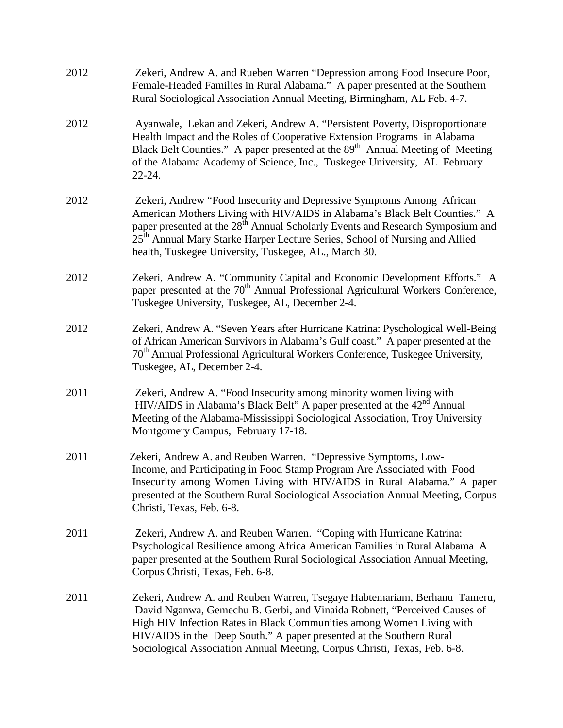2012 Zekeri, Andrew A. and Rueben Warren "Depression among Food Insecure Poor, Female-Headed Families in Rural Alabama." A paper presented at the Southern Rural Sociological Association Annual Meeting, Birmingham, AL Feb. 4-7.

2012 Ayanwale, Lekan and Zekeri, Andrew A. "Persistent Poverty, Disproportionate Health Impact and the Roles of Cooperative Extension Programs in Alabama Black Belt Counties." A paper presented at the 89th Annual Meeting of Meeting of the Alabama Academy of Science, Inc., Tuskegee University, AL February 22-24.

2012 Zekeri, Andrew "Food Insecurity and Depressive Symptoms Among African American Mothers Living with HIV/AIDS in Alabama's Black Belt Counties." A paper presented at the 28th Annual Scholarly Events and Research Symposium and 25th Annual Mary Starke Harper Lecture Series, School of Nursing and Allied health, Tuskegee University, Tuskegee, AL., March 30.

2012 Zekeri, Andrew A. "Community Capital and Economic Development Efforts." A paper presented at the 70th Annual Professional Agricultural Workers Conference, Tuskegee University, Tuskegee, AL, December 2-4.

2012 Zekeri, Andrew A. "Seven Years after Hurricane Katrina: Pyschological Well-Being of African American Survivors in Alabama's Gulf coast." A paper presented at the 70th Annual Professional Agricultural Workers Conference, Tuskegee University, Tuskegee, AL, December 2-4.

2011 Zekeri, Andrew A. "Food Insecurity among minority women living with HIV/AIDS in Alabama's Black Belt" A paper presented at the 42nd Annual Meeting of the Alabama-Mississippi Sociological Association, Troy University Montgomery Campus, February 17-18.

2011 Zekeri, Andrew A. and Reuben Warren. "Depressive Symptoms, Low-Income, and Participating in Food Stamp Program Are Associated with Food Insecurity among Women Living with HIV/AIDS in Rural Alabama." A paper presented at the Southern Rural Sociological Association Annual Meeting, Corpus Christi, Texas, Feb. 6-8.

2011 Zekeri, Andrew A. and Reuben Warren. "Coping with Hurricane Katrina: Psychological Resilience among Africa American Families in Rural Alabama A paper presented at the Southern Rural Sociological Association Annual Meeting, Corpus Christi, Texas, Feb. 6-8.

2011 Zekeri, Andrew A. and Reuben Warren, Tsegaye Habtemariam, Berhanu Tameru, David Nganwa, Gemechu B. Gerbi, and Vinaida Robnett, "Perceived Causes of High HIV Infection Rates in Black Communities among Women Living with HIV/AIDS in the Deep South." A paper presented at the Southern Rural Sociological Association Annual Meeting, Corpus Christi, Texas, Feb. 6-8.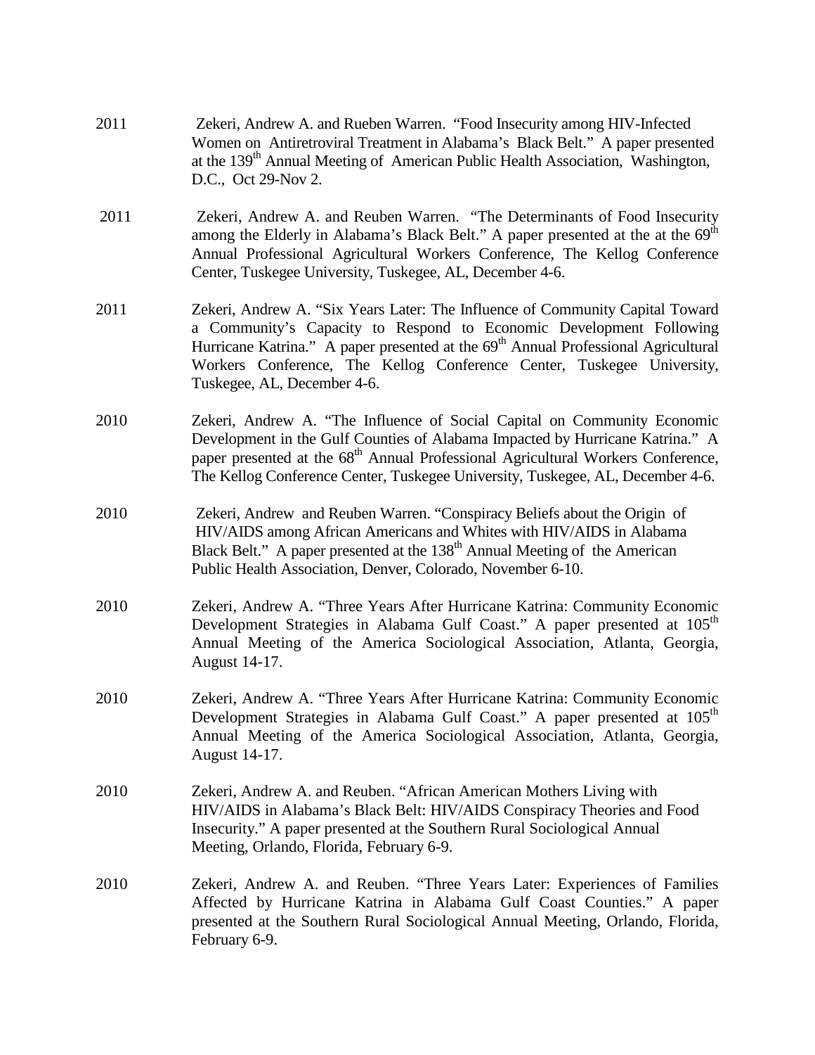2011 Zekeri, Andrew A. and Rueben Warren. "Food Insecurity among HIV-Infected Women on Antiretroviral Treatment in Alabama's Black Belt." A paper presented at the 139th Annual Meeting of American Public Health Association, Washington, D.C., Oct 29-Nov 2.

2011 Zekeri, Andrew A. and Reuben Warren. "The Determinants of Food Insecurity among the Elderly in Alabama's Black Belt." A paper presented at the at the 69th Annual Professional Agricultural Workers Conference, The Kellog Conference Center, Tuskegee University, Tuskegee, AL, December 4-6.

2011 Zekeri, Andrew A. "Six Years Later: The Influence of Community Capital Toward a Community's Capacity to Respond to Economic Development Following Hurricane Katrina." A paper presented at the 69th Annual Professional Agricultural Workers Conference, The Kellog Conference Center, Tuskegee University, Tuskegee, AL, December 4-6.

2010 Zekeri, Andrew A. "The Influence of Social Capital on Community Economic Development in the Gulf Counties of Alabama Impacted by Hurricane Katrina." A paper presented at the 68th Annual Professional Agricultural Workers Conference, The Kellog Conference Center, Tuskegee University, Tuskegee, AL, December 4-6.

2010 Zekeri, Andrew and Reuben Warren. "Conspiracy Beliefs about the Origin of HIV/AIDS among African Americans and Whites with HIV/AIDS in Alabama Black Belt." A paper presented at the 138th Annual Meeting of the American Public Health Association, Denver, Colorado, November 6-10.

2010 Zekeri, Andrew A. "Three Years After Hurricane Katrina: Community Economic Development Strategies in Alabama Gulf Coast." A paper presented at 105th Annual Meeting of the America Sociological Association, Atlanta, Georgia, August 14-17.

2010 Zekeri, Andrew A. "Three Years After Hurricane Katrina: Community Economic Development Strategies in Alabama Gulf Coast." A paper presented at 105th Annual Meeting of the America Sociological Association, Atlanta, Georgia, August 14-17.

2010 Zekeri, Andrew A. and Reuben. "African American Mothers Living with HIV/AIDS in Alabama's Black Belt: HIV/AIDS Conspiracy Theories and Food Insecurity." A paper presented at the Southern Rural Sociological Annual Meeting, Orlando, Florida, February 6-9.

2010 Zekeri, Andrew A. and Reuben. "Three Years Later: Experiences of Families Affected by Hurricane Katrina in Alabama Gulf Coast Counties." A paper presented at the Southern Rural Sociological Annual Meeting, Orlando, Florida, February 6-9.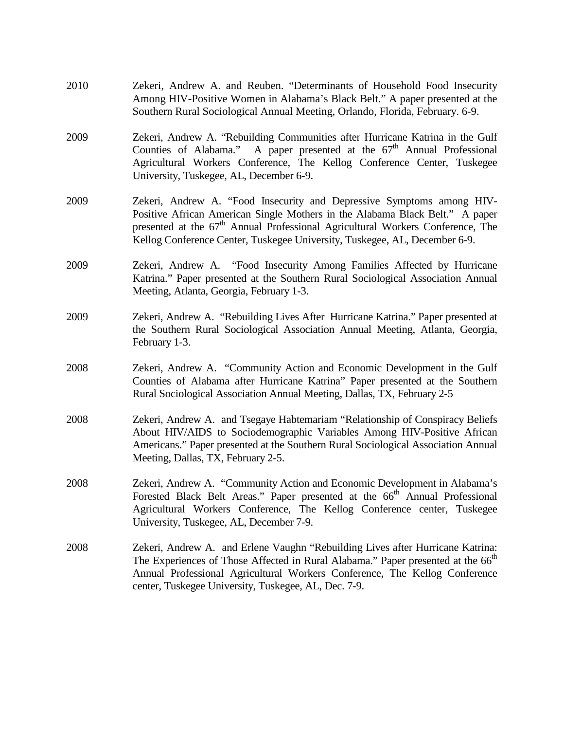2010 Zekeri, Andrew A. and Reuben. "Determinants of Household Food Insecurity Among HIV-Positive Women in Alabama's Black Belt." A paper presented at the Southern Rural Sociological Annual Meeting, Orlando, Florida, February. 6-9.

2009 Zekeri, Andrew A. "Rebuilding Communities after Hurricane Katrina in the Gulf Counties of Alabama." A paper presented at the 67th Annual Professional Agricultural Workers Conference, The Kellog Conference Center, Tuskegee University, Tuskegee, AL, December 6-9.

2009 Zekeri, Andrew A. "Food Insecurity and Depressive Symptoms among HIV-Positive African American Single Mothers in the Alabama Black Belt." A paper presented at the 67th Annual Professional Agricultural Workers Conference, The Kellog Conference Center, Tuskegee University, Tuskegee, AL, December 6-9.

2009 Zekeri, Andrew A. "Food Insecurity Among Families Affected by Hurricane Katrina." Paper presented at the Southern Rural Sociological Association Annual Meeting, Atlanta, Georgia, February 1-3.

2009 Zekeri, Andrew A. "Rebuilding Lives After Hurricane Katrina." Paper presented at the Southern Rural Sociological Association Annual Meeting, Atlanta, Georgia, February 1-3.

2008 Zekeri, Andrew A. "Community Action and Economic Development in the Gulf Counties of Alabama after Hurricane Katrina" Paper presented at the Southern Rural Sociological Association Annual Meeting, Dallas, TX, February 2-5

2008 Zekeri, Andrew A. and Tsegaye Habtemariam "Relationship of Conspiracy Beliefs About HIV/AIDS to Sociodemographic Variables Among HIV-Positive African Americans." Paper presented at the Southern Rural Sociological Association Annual Meeting, Dallas, TX, February 2-5.

2008 Zekeri, Andrew A. "Community Action and Economic Development in Alabama's Forested Black Belt Areas." Paper presented at the 66th Annual Professional Agricultural Workers Conference, The Kellog Conference center, Tuskegee University, Tuskegee, AL, December 7-9.

2008 Zekeri, Andrew A. and Erlene Vaughn "Rebuilding Lives after Hurricane Katrina: The Experiences of Those Affected in Rural Alabama." Paper presented at the 66th Annual Professional Agricultural Workers Conference, The Kellog Conference center, Tuskegee University, Tuskegee, AL, Dec. 7-9.